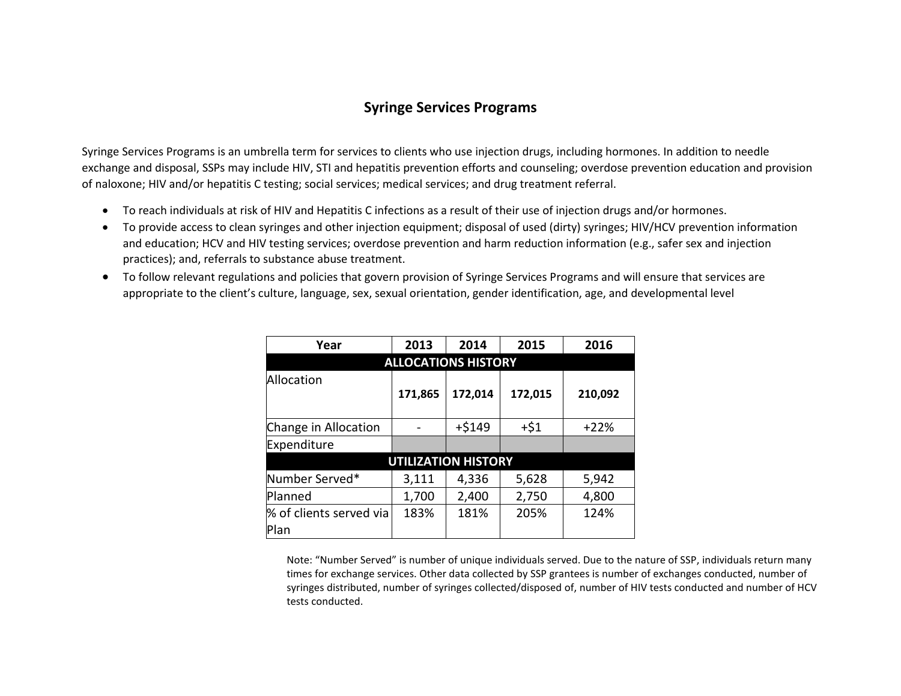# Syringe Services Programs

Syringe Services Programs is an umbrella term for services to clients who use injection drugs, including hormones. In addition to needle exchange and disposal, SSPs may include HIV, STI and hepatitis prevention efforts and counseling; overdose prevention education and provision of naloxone; HIV and/or hepatitis C testing; social services; medical services; and drug treatment referral.

- To reach individuals at risk of HIV and Hepatitis C infections as a result of their use of injection drugs and/or hormones.
- To provide access to clean syringes and other injection equipment; disposal of used (dirty) syringes; HIV/HCV prevention information and education; HCV and HIV testing services; overdose prevention and harm reduction information (e.g., safer sex and injection practices); and, referrals to substance abuse treatment.
- To follow relevant regulations and policies that govern provision of Syringe Services Programs and will ensure that services are appropriate to the client's culture, language, sex, sexual orientation, gender identification, age, and developmental level

| Year | 2013 | 2014 | 2015 | 2016 |
|---|---|---|---|---|
| **ALLOCATIONS HISTORY** | | | | |
| Allocation | **171,865** | **172,014** | **172,015** | **210,092** |
| Change in Allocation | - | +$149 | +$1 | +22% |
| Expenditure | | | | |
| **UTILIZATION HISTORY** | | | | |
| Number Served* | 3,111 | 4,336 | 5,628 | 5,942 |
| Planned | 1,700 | 2,400 | 2,750 | 4,800 |
| % of clients served via Plan | 183% | 181% | 205% | 124% |

Note: "Number Served" is number of unique individuals served. Due to the nature of SSP, individuals return many times for exchange services. Other data collected by SSP grantees is number of exchanges conducted, number of syringes distributed, number of syringes collected/disposed of, number of HIV tests conducted and number of HCV tests conducted.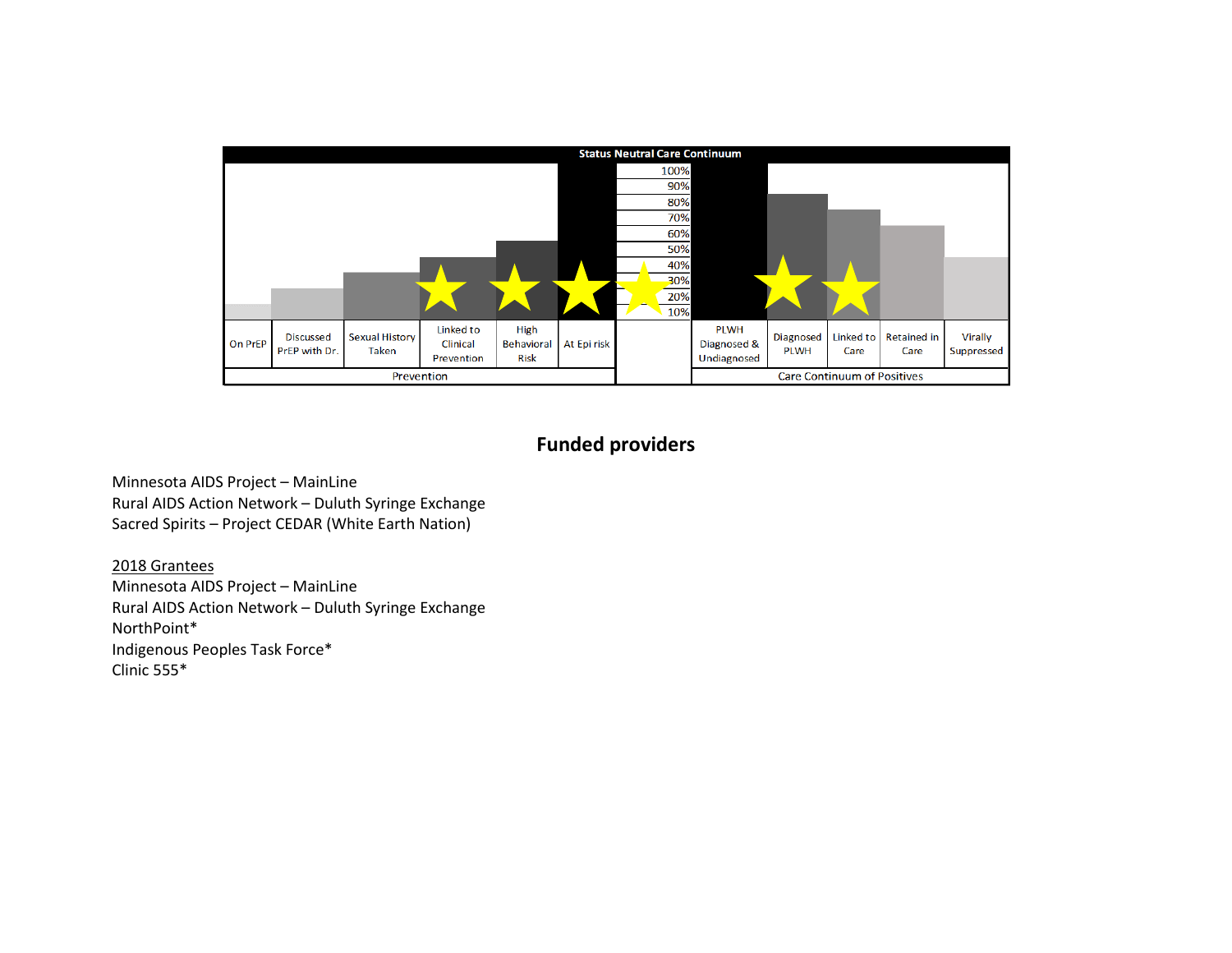Status Neutral Care Continuum

100%
90%
80%
70%
60%
50%
40%
30%
20%
10%

On PrEP
Discussed PrEP with Dr.
Sexual History Taken
Linked to Clinical Prevention
High Behavioral Risk
At Epi risk

PLWH Diagnosed & Undiagnosed
Diagnosed PLWH
Linked to Care
Retained in Care
Virally Suppressed

Prevention

Care Continuum of Positives

## Funded providers

Minnesota AIDS Project – MainLine
Rural AIDS Action Network – Duluth Syringe Exchange
Sacred Spirits – Project CEDAR (White Earth Nation)

<u>2018 Grantees</u>
Minnesota AIDS Project – MainLine
Rural AIDS Action Network – Duluth Syringe Exchange
NorthPoint*
Indigenous Peoples Task Force*
Clinic 555*